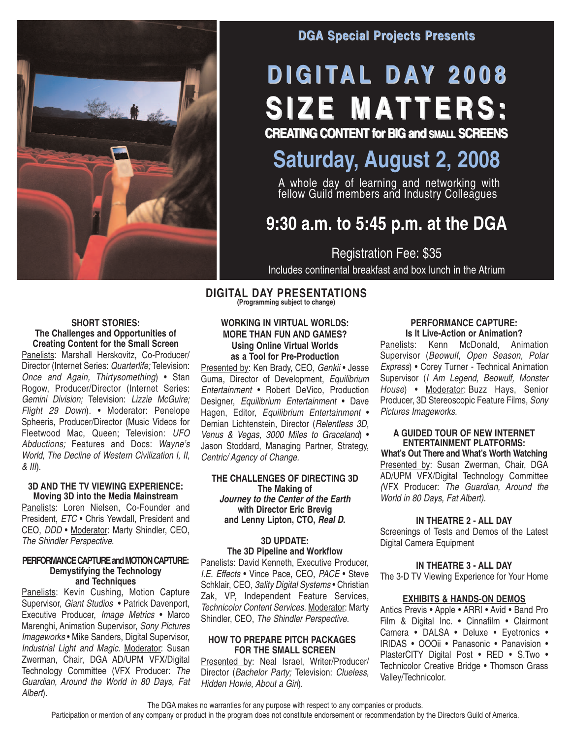DGA Special Projects Presents

# DIGITAL DAY 2008
# SIZE MATTERS:
## CREATING CONTENT for BIG and SMALL SCREENS

## Saturday, August 2, 2008

A whole day of learning and networking with fellow Guild members and Industry Colleagues

## 9:30 a.m. to 5:45 p.m. at the DGA

Registration Fee: $35

Includes continental breakfast and box lunch in the Atrium

## DIGITAL DAY PRESENTATIONS
**(Programming subject to change)**

### SHORT STORIES: The Challenges and Opportunities of Creating Content for the Small Screen

Panelists: Marshall Herskovitz, Co-Producer/Director (Internet Series: *Quarterlife;* Television: *Once and Again, Thirtysomething*) • Stan Rogow, Producer/Director (Internet Series: *Gemini Division;* Television: *Lizzie McGuire; Flight 29 Down*). • Moderator: Penelope Spheeris, Producer/Director (Music Videos for Fleetwood Mac, Queen; Television: *UFO Abductions;* Features and Docs: *Wayne's World, The Decline of Western Civilization I, II, & III*).

### 3D AND THE TV VIEWING EXPERIENCE: Moving 3D into the Media Mainstream

Panelists: Loren Nielsen, Co-Founder and President, *ETC* • Chris Yewdall, President and CEO, *DDD* • Moderator: Marty Shindler, CEO, *The Shindler Perspective.*

### PERFORMANCE CAPTURE and MOTION CAPTURE: Demystifying the Technology and Techniques

Panelists: Kevin Cushing, Motion Capture Supervisor, *Giant Studios* • Patrick Davenport, Executive Producer, *Image Metrics* • Marco Marenghi, Animation Supervisor, *Sony Pictures Imageworks* • Mike Sanders, Digital Supervisor, *Industrial Light and Magic.* Moderator: Susan Zwerman, Chair, DGA AD/UPM VFX/Digital Technology Committee (VFX Producer: *The Guardian, Around the World in 80 Days, Fat Albert*).

### WORKING IN VIRTUAL WORLDS: MORE THAN FUN AND GAMES? Using Online Virtual Worlds as a Tool for Pre-Production

Presented by: Ken Brady, CEO, *Genkii* • Jesse Guma, Director of Development, *Equilibrium Entertainment* • Robert DeVico, Production Designer, *Equilibrium Entertainment* • Dave Hagen, Editor, *Equilibrium Entertainment* • Demian Lichtenstein, Director (*Relentless 3D, Venus & Vegas, 3000 Miles to Graceland*) • Jason Stoddard, Managing Partner, Strategy, *Centric/ Agency of Change.*

### THE CHALLENGES OF DIRECTING 3D The Making of *Journey to the Center of the Earth* with Director Eric Brevig and Lenny Lipton, CTO, *Real D.*

### 3D UPDATE: The 3D Pipeline and Workflow

Panelists: David Kenneth, Executive Producer, *I.E. Effects* • Vince Pace, CEO, *PACE* • Steve Schklair, CEO, *3ality Digital Systems* • Christian Zak, VP, Independent Feature Services, *Technicolor Content Services.* Moderator: Marty Shindler, CEO, *The Shindler Perspective.*

### HOW TO PREPARE PITCH PACKAGES FOR THE SMALL SCREEN

Presented by: Neal Israel, Writer/Producer/Director (*Bachelor Party;* Television: *Clueless, Hidden Howie, About a Girl*).

### PERFORMANCE CAPTURE: Is It Live-Action or Animation?

Panelists: Kenn McDonald, Animation Supervisor (*Beowulf, Open Season, Polar Express*) • Corey Turner - Technical Animation Supervisor (*I Am Legend, Beowulf, Monster House*) • Moderator: Buzz Hays, Senior Producer, 3D Stereoscopic Feature Films, *Sony Pictures Imageworks.*

### A GUIDED TOUR OF NEW INTERNET ENTERTAINMENT PLATFORMS: What's Out There and What's Worth Watching

Presented by: Susan Zwerman, Chair, DGA AD/UPM VFX/Digital Technology Committee *(VFX Producer: The Guardian, Around the World in 80 Days, Fat Albert).*

### IN THEATRE 2 - ALL DAY

Screenings of Tests and Demos of the Latest Digital Camera Equipment

### IN THEATRE 3 - ALL DAY

The 3-D TV Viewing Experience for Your Home

### EXHIBITS & HANDS-ON DEMOS

Antics Previs • Apple • ARRI • Avid • Band Pro Film & Digital Inc. • Cinnafilm • Clairmont Camera • DALSA • Deluxe • Eyetronics • IRIDAS • OOOii • Panasonic • Panavision • PlasterCITY Digital Post • RED • S.Two • Technicolor Creative Bridge • Thomson Grass Valley/Technicolor.

The DGA makes no warranties for any purpose with respect to any companies or products.

Participation or mention of any company or product in the program does not constitute endorsement or recommendation by the Directors Guild of America.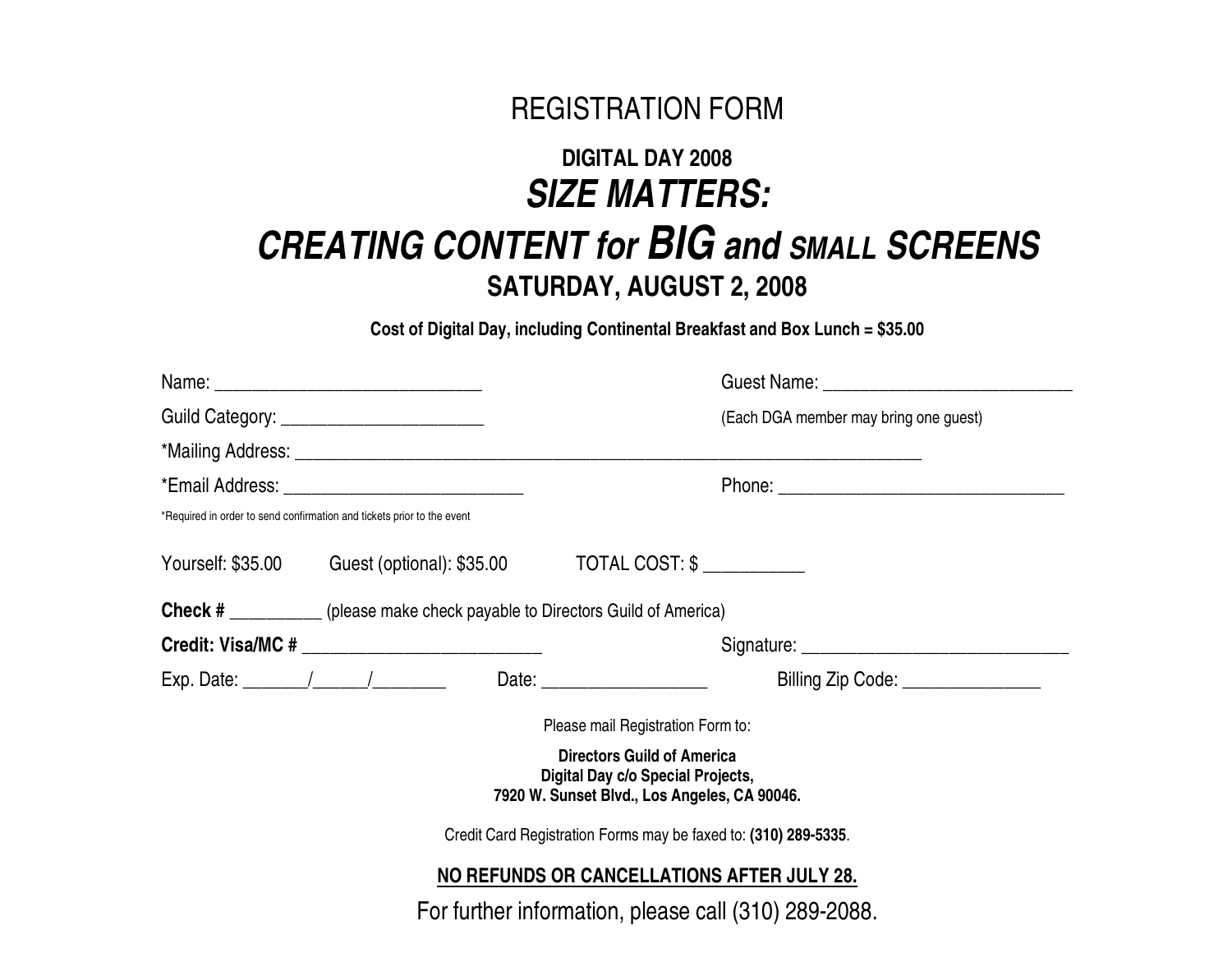# REGISTRATION FORM

## DIGITAL DAY 2008

## *SIZE MATTERS:*

## *CREATING CONTENT for BIG and SMALL SCREENS*

## SATURDAY, AUGUST 2, 2008

**Cost of Digital Day, including Continental Breakfast and Box Lunch = $35.00**

Name: ______________________________ Guest Name: ____________________________

Guild Category: _______________________ (Each DGA member may bring one guest)

*Mailing Address: ________________________________________________________________________

*Email Address: ____________________________ Phone: _________________________________

*Required in order to send confirmation and tickets prior to the event

Yourself: $35.00 Guest (optional): $35.00 TOTAL COST: $ ___________

**Check #** __________ (please make check payable to Directors Guild of America)

**Credit: Visa/MC #** ___________________________ Signature: ______________________________

Exp. Date: _______/______/________ Date: __________________ Billing Zip Code: _______________

Please mail Registration Form to:

**Directors Guild of America**
**Digital Day c/o Special Projects,**
**7920 W. Sunset Blvd., Los Angeles, CA 90046.**

Credit Card Registration Forms may be faxed to: **(310) 289-5335**.

**NO REFUNDS OR CANCELLATIONS AFTER JULY 28.**

For further information, please call (310) 289-2088.